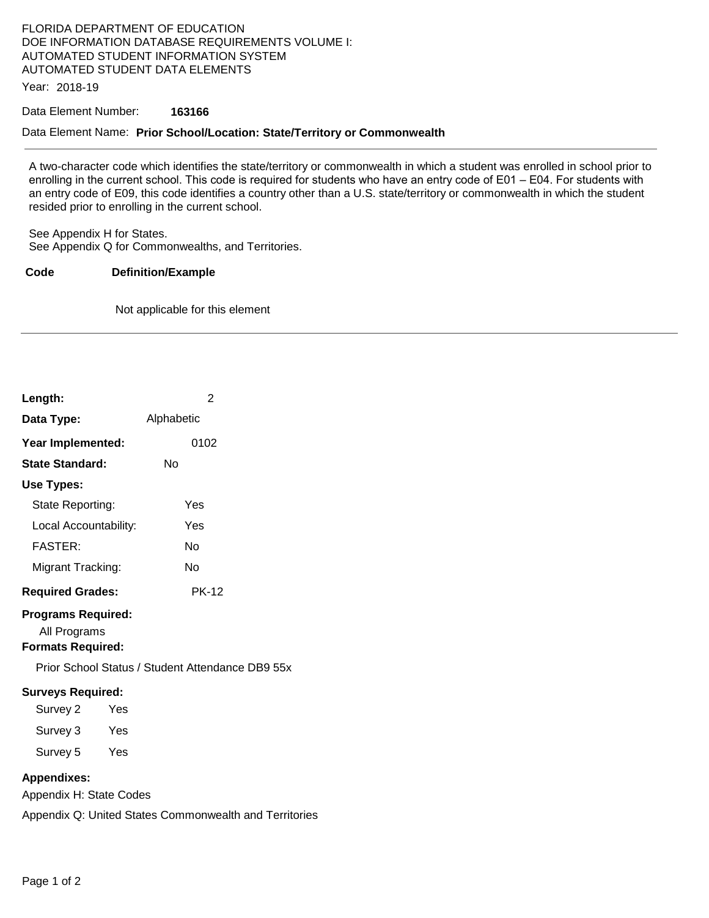FLORIDA DEPARTMENT OF EDUCATION
DOE INFORMATION DATABASE REQUIREMENTS VOLUME I:
AUTOMATED STUDENT INFORMATION SYSTEM
AUTOMATED STUDENT DATA ELEMENTS

Year: 2018-19

Data Element Number: **163166**

Data Element Name: **Prior School/Location: State/Territory or Commonwealth**

---

A two-character code which identifies the state/territory or commonwealth in which a student was enrolled in school prior to enrolling in the current school. This code is required for students who have an entry code of E01 – E04. For students with an entry code of E09, this code identifies a country other than a U.S. state/territory or commonwealth in which the student resided prior to enrolling in the current school.

See Appendix H for States.
See Appendix Q for Commonwealths, and Territories.

| **Code** | **Definition/Example** |
|---|---|
| | Not applicable for this element |

---

**Length:** 2

**Data Type:** Alphabetic

**Year Implemented:** 0102

**State Standard:** No

**Use Types:**

- State Reporting: Yes
- Local Accountability: Yes
- FASTER: No
- Migrant Tracking: No

**Required Grades:** PK-12

**Programs Required:**

All Programs

**Formats Required:**

Prior School Status / Student Attendance DB9 55x

**Surveys Required:**

- Survey 2 Yes
- Survey 3 Yes
- Survey 5 Yes

**Appendixes:**

Appendix H: State Codes

Appendix Q: United States Commonwealth and Territories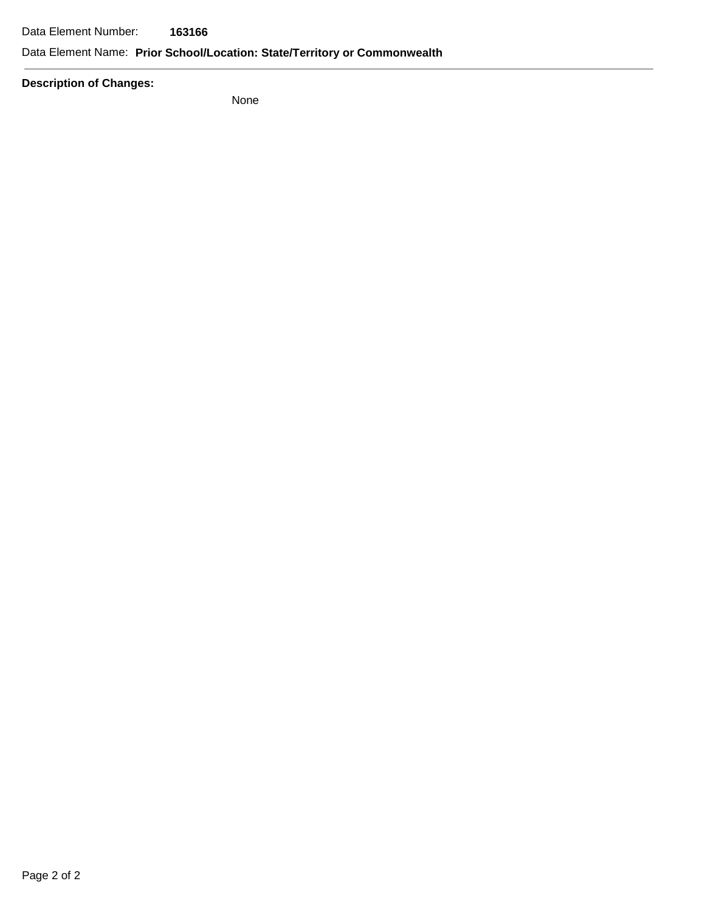Data Element Number: **163166**

Data Element Name: **Prior School/Location: State/Territory or Commonwealth**

---

**Description of Changes:**

None